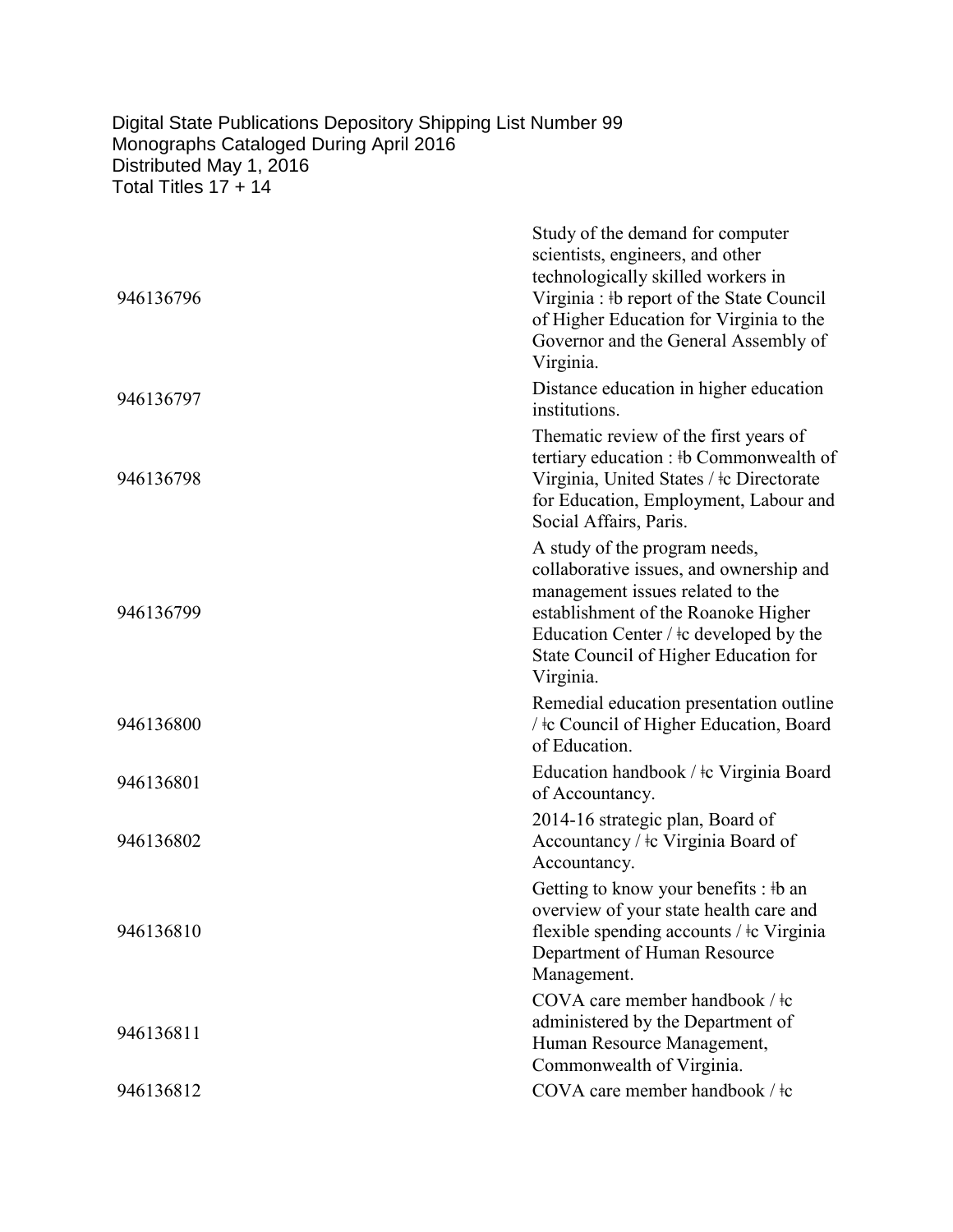Digital State Publications Depository Shipping List Number 99
Monographs Cataloged During April 2016
Distributed May 1, 2016
Total Titles 17 + 14

| | |
|---|---|
| 946136796 | Study of the demand for computer scientists, engineers, and other technologically skilled workers in Virginia : ǂb report of the State Council of Higher Education for Virginia to the Governor and the General Assembly of Virginia. |
| 946136797 | Distance education in higher education institutions. |
| 946136798 | Thematic review of the first years of tertiary education : ǂb Commonwealth of Virginia, United States / ǂc Directorate for Education, Employment, Labour and Social Affairs, Paris. |
| 946136799 | A study of the program needs, collaborative issues, and ownership and management issues related to the establishment of the Roanoke Higher Education Center / ǂc developed by the State Council of Higher Education for Virginia. |
| 946136800 | Remedial education presentation outline / ǂc Council of Higher Education, Board of Education. |
| 946136801 | Education handbook / ǂc Virginia Board of Accountancy. |
| 946136802 | 2014-16 strategic plan, Board of Accountancy / ǂc Virginia Board of Accountancy. |
| 946136810 | Getting to know your benefits : ǂb an overview of your state health care and flexible spending accounts / ǂc Virginia Department of Human Resource Management. |
| 946136811 | COVA care member handbook / ǂc administered by the Department of Human Resource Management, Commonwealth of Virginia. |
| 946136812 | COVA care member handbook / ǂc |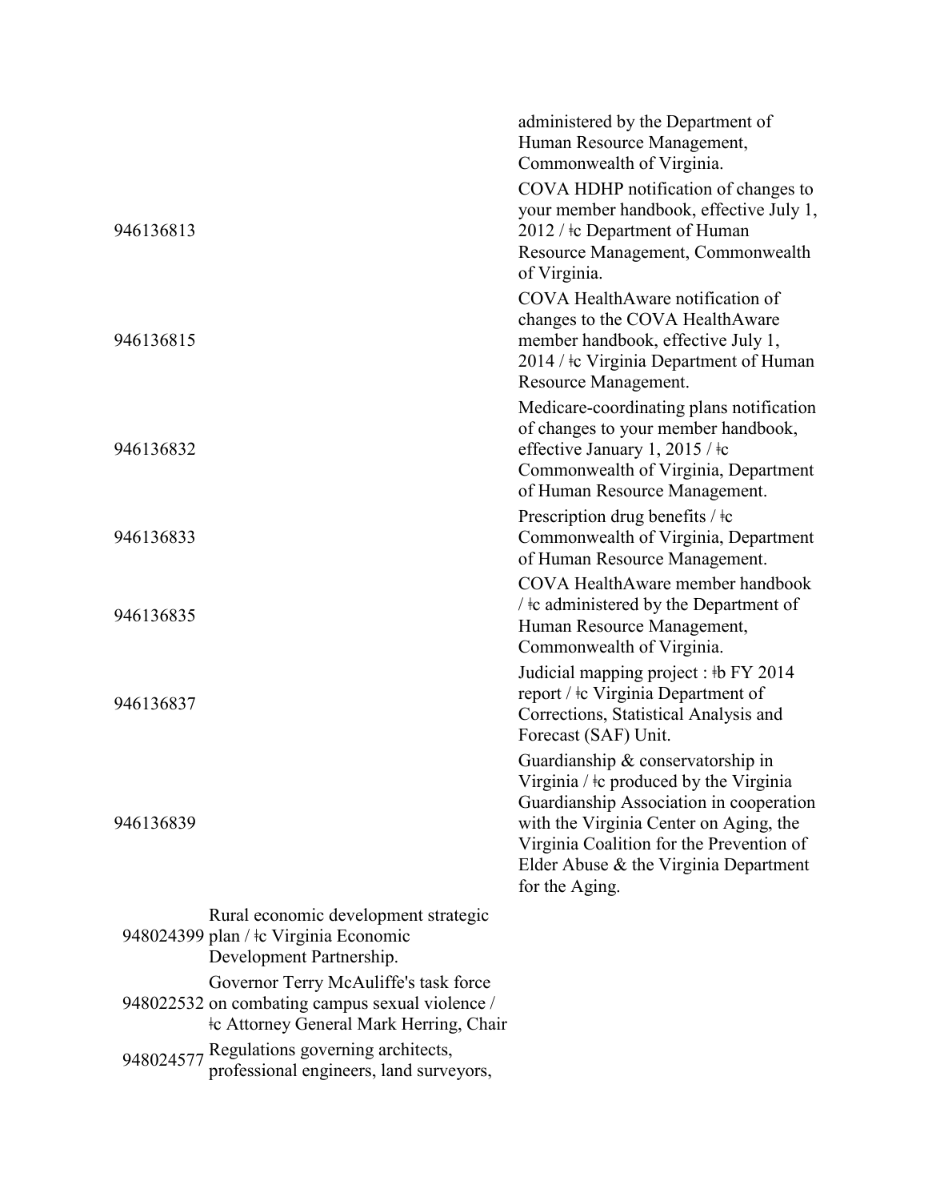| | | |
|---|---|---|
| | | administered by the Department of Human Resource Management, Commonwealth of Virginia. |
| 946136813 | | COVA HDHP notification of changes to your member handbook, effective July 1, 2012 / ǂc Department of Human Resource Management, Commonwealth of Virginia. |
| 946136815 | | COVA HealthAware notification of changes to the COVA HealthAware member handbook, effective July 1, 2014 / ǂc Virginia Department of Human Resource Management. |
| 946136832 | | Medicare-coordinating plans notification of changes to your member handbook, effective January 1, 2015 / ǂc Commonwealth of Virginia, Department of Human Resource Management. |
| 946136833 | | Prescription drug benefits / ǂc Commonwealth of Virginia, Department of Human Resource Management. |
| 946136835 | | COVA HealthAware member handbook / ǂc administered by the Department of Human Resource Management, Commonwealth of Virginia. |
| 946136837 | | Judicial mapping project : ǂb FY 2014 report / ǂc Virginia Department of Corrections, Statistical Analysis and Forecast (SAF) Unit. |
| 946136839 | | Guardianship & conservatorship in Virginia / ǂc produced by the Virginia Guardianship Association in cooperation with the Virginia Center on Aging, the Virginia Coalition for the Prevention of Elder Abuse & the Virginia Department for the Aging. |
| 948024399 | Rural economic development strategic plan / ǂc Virginia Economic Development Partnership. | |
| 948022532 | Governor Terry McAuliffe's task force on combating campus sexual violence / ǂc Attorney General Mark Herring, Chair | |
| 948024577 | Regulations governing architects, professional engineers, land surveyors, | |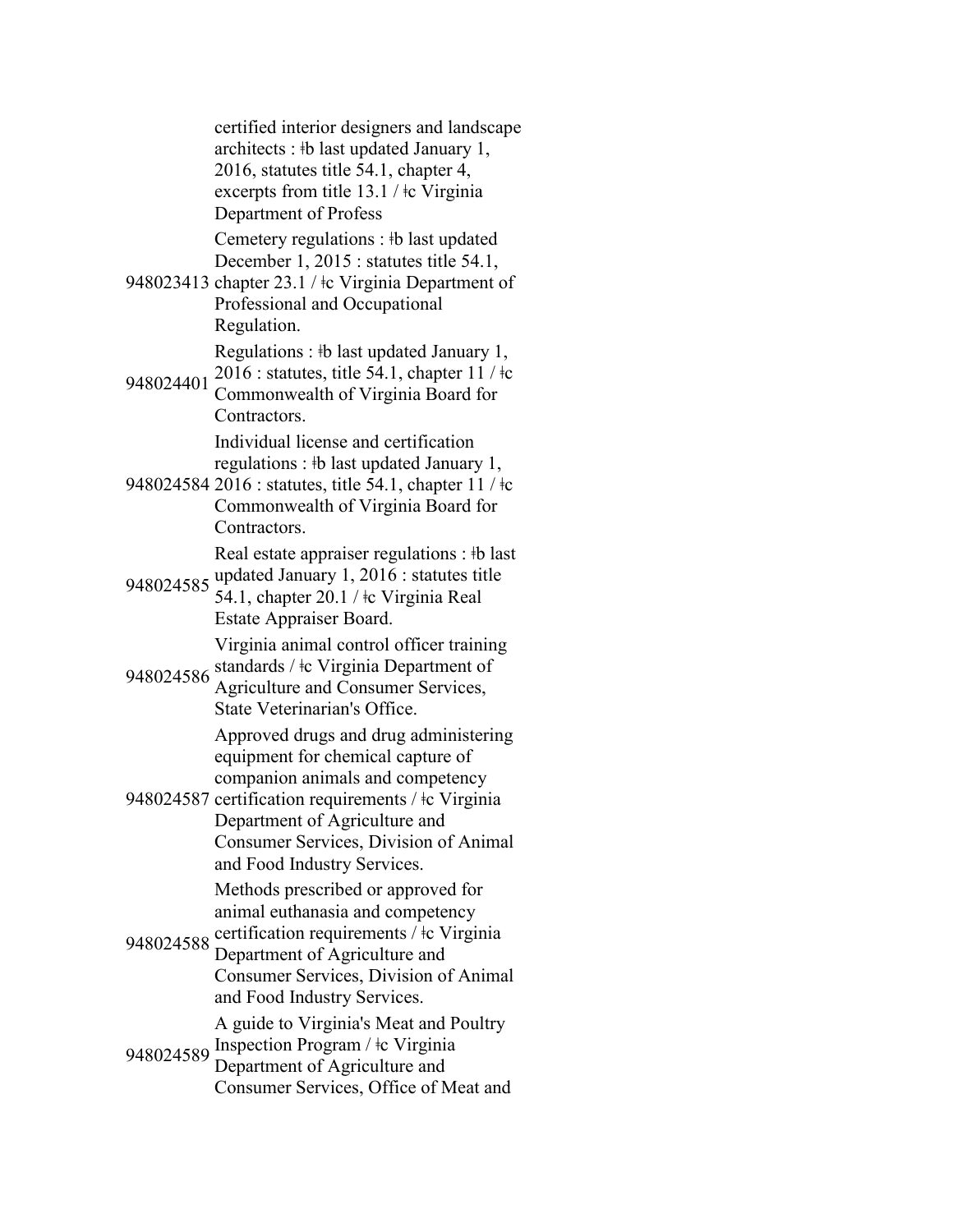| | |
|---|---|
| | certified interior designers and landscape architects : ǂb last updated January 1, 2016, statutes title 54.1, chapter 4, excerpts from title 13.1 / ǂc Virginia Department of Profess |
| 948023413 | Cemetery regulations : ǂb last updated December 1, 2015 : statutes title 54.1, chapter 23.1 / ǂc Virginia Department of Professional and Occupational Regulation. |
| 948024401 | Regulations : ǂb last updated January 1, 2016 : statutes, title 54.1, chapter 11 / ǂc Commonwealth of Virginia Board for Contractors. |
| 948024584 | Individual license and certification regulations : ǂb last updated January 1, 2016 : statutes, title 54.1, chapter 11 / ǂc Commonwealth of Virginia Board for Contractors. |
| 948024585 | Real estate appraiser regulations : ǂb last updated January 1, 2016 : statutes title 54.1, chapter 20.1 / ǂc Virginia Real Estate Appraiser Board. |
| 948024586 | Virginia animal control officer training standards / ǂc Virginia Department of Agriculture and Consumer Services, State Veterinarian's Office. |
| 948024587 | Approved drugs and drug administering equipment for chemical capture of companion animals and competency certification requirements / ǂc Virginia Department of Agriculture and Consumer Services, Division of Animal and Food Industry Services. |
| 948024588 | Methods prescribed or approved for animal euthanasia and competency certification requirements / ǂc Virginia Department of Agriculture and Consumer Services, Division of Animal and Food Industry Services. |
| 948024589 | A guide to Virginia's Meat and Poultry Inspection Program / ǂc Virginia Department of Agriculture and Consumer Services, Office of Meat and |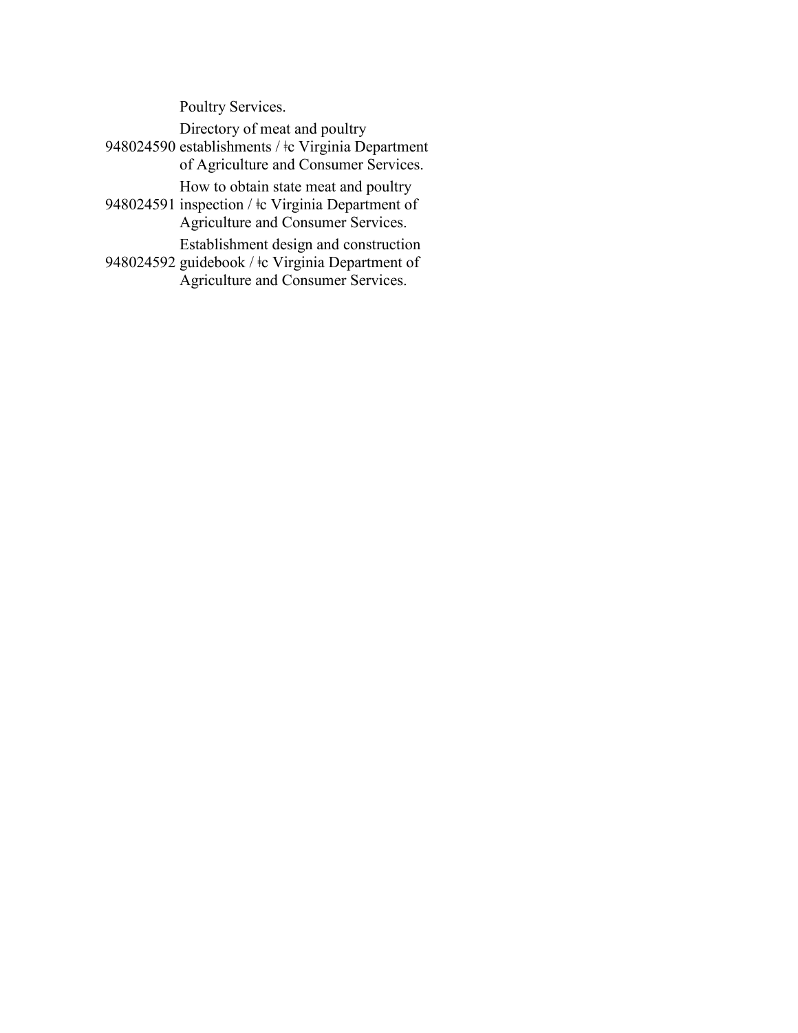Poultry Services.

| | |
|---|---|
| 948024590 | Directory of meat and poultry establishments / ǂc Virginia Department of Agriculture and Consumer Services. |
| 948024591 | How to obtain state meat and poultry inspection / ǂc Virginia Department of Agriculture and Consumer Services. |
| 948024592 | Establishment design and construction guidebook / ǂc Virginia Department of Agriculture and Consumer Services. |